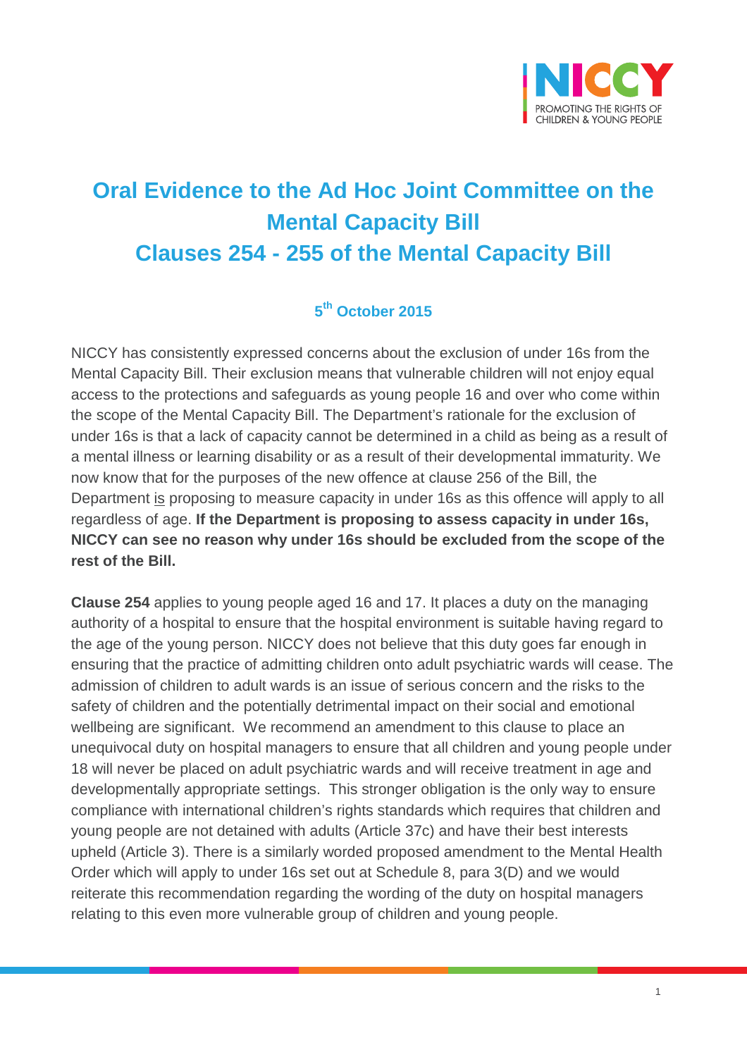# Oral Evidence to the Ad Hoc Joint Committee on the Mental Capacity Bill
# Clauses 254 - 255 of the Mental Capacity Bill

### 5th October 2015

NICCY has consistently expressed concerns about the exclusion of under 16s from the Mental Capacity Bill. Their exclusion means that vulnerable children will not enjoy equal access to the protections and safeguards as young people 16 and over who come within the scope of the Mental Capacity Bill. The Department's rationale for the exclusion of under 16s is that a lack of capacity cannot be determined in a child as being as a result of a mental illness or learning disability or as a result of their developmental immaturity. We now know that for the purposes of the new offence at clause 256 of the Bill, the Department is proposing to measure capacity in under 16s as this offence will apply to all regardless of age. **If the Department is proposing to assess capacity in under 16s, NICCY can see no reason why under 16s should be excluded from the scope of the rest of the Bill.**

**Clause 254** applies to young people aged 16 and 17. It places a duty on the managing authority of a hospital to ensure that the hospital environment is suitable having regard to the age of the young person. NICCY does not believe that this duty goes far enough in ensuring that the practice of admitting children onto adult psychiatric wards will cease. The admission of children to adult wards is an issue of serious concern and the risks to the safety of children and the potentially detrimental impact on their social and emotional wellbeing are significant. We recommend an amendment to this clause to place an unequivocal duty on hospital managers to ensure that all children and young people under 18 will never be placed on adult psychiatric wards and will receive treatment in age and developmentally appropriate settings. This stronger obligation is the only way to ensure compliance with international children's rights standards which requires that children and young people are not detained with adults (Article 37c) and have their best interests upheld (Article 3). There is a similarly worded proposed amendment to the Mental Health Order which will apply to under 16s set out at Schedule 8, para 3(D) and we would reiterate this recommendation regarding the wording of the duty on hospital managers relating to this even more vulnerable group of children and young people.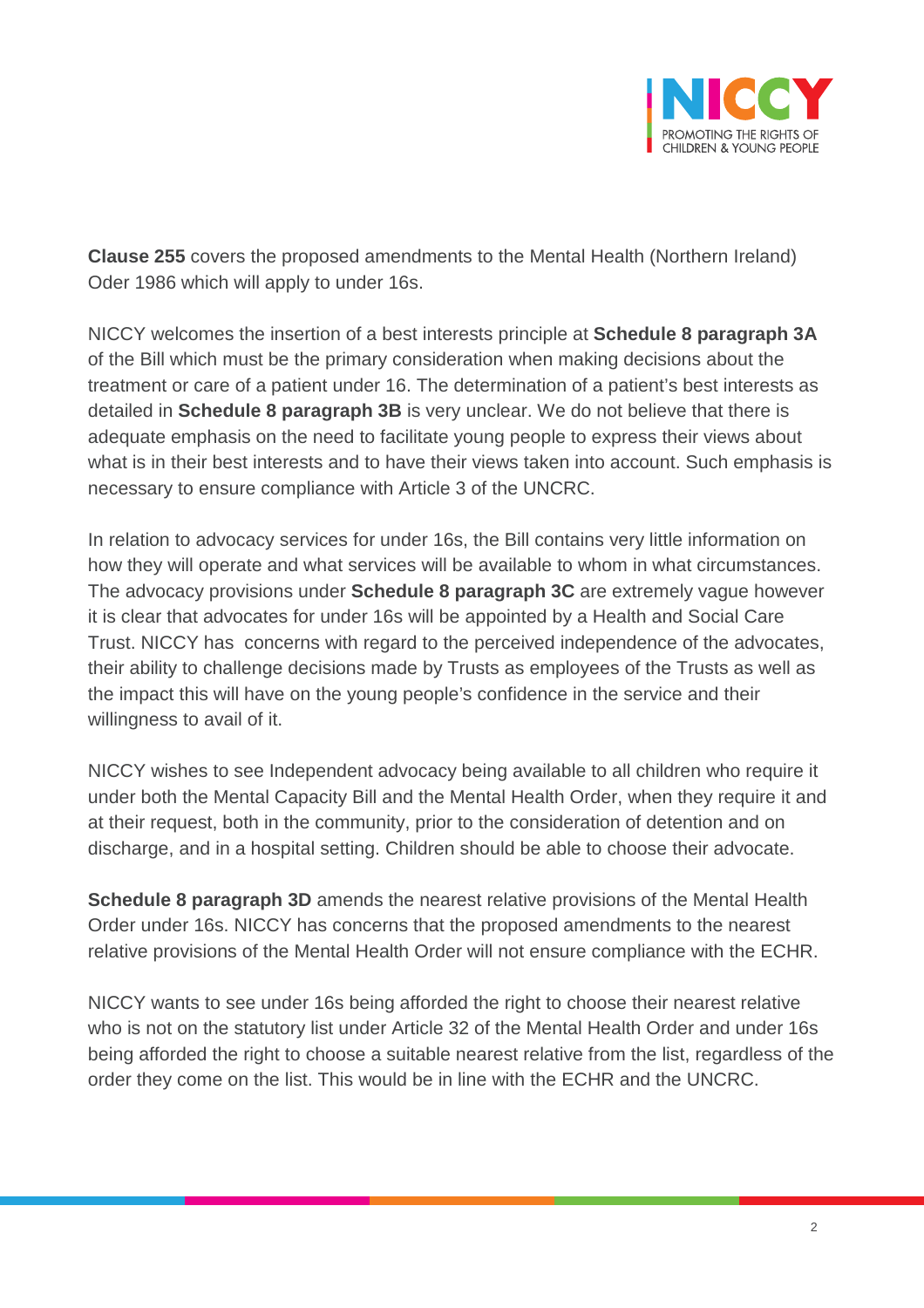**Clause 255** covers the proposed amendments to the Mental Health (Northern Ireland) Oder 1986 which will apply to under 16s.

NICCY welcomes the insertion of a best interests principle at **Schedule 8 paragraph 3A** of the Bill which must be the primary consideration when making decisions about the treatment or care of a patient under 16. The determination of a patient's best interests as detailed in **Schedule 8 paragraph 3B** is very unclear. We do not believe that there is adequate emphasis on the need to facilitate young people to express their views about what is in their best interests and to have their views taken into account. Such emphasis is necessary to ensure compliance with Article 3 of the UNCRC.

In relation to advocacy services for under 16s, the Bill contains very little information on how they will operate and what services will be available to whom in what circumstances. The advocacy provisions under **Schedule 8 paragraph 3C** are extremely vague however it is clear that advocates for under 16s will be appointed by a Health and Social Care Trust. NICCY has concerns with regard to the perceived independence of the advocates, their ability to challenge decisions made by Trusts as employees of the Trusts as well as the impact this will have on the young people's confidence in the service and their willingness to avail of it.

NICCY wishes to see Independent advocacy being available to all children who require it under both the Mental Capacity Bill and the Mental Health Order, when they require it and at their request, both in the community, prior to the consideration of detention and on discharge, and in a hospital setting. Children should be able to choose their advocate.

**Schedule 8 paragraph 3D** amends the nearest relative provisions of the Mental Health Order under 16s. NICCY has concerns that the proposed amendments to the nearest relative provisions of the Mental Health Order will not ensure compliance with the ECHR.

NICCY wants to see under 16s being afforded the right to choose their nearest relative who is not on the statutory list under Article 32 of the Mental Health Order and under 16s being afforded the right to choose a suitable nearest relative from the list, regardless of the order they come on the list. This would be in line with the ECHR and the UNCRC.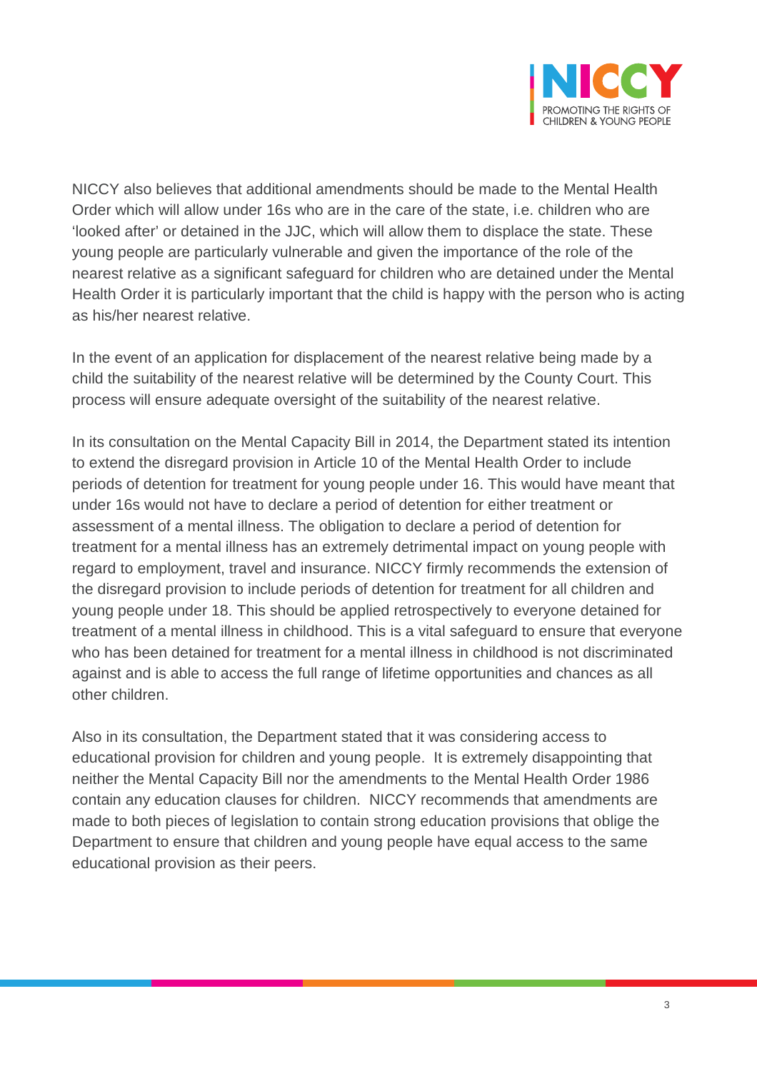NICCY also believes that additional amendments should be made to the Mental Health Order which will allow under 16s who are in the care of the state, i.e. children who are 'looked after' or detained in the JJC, which will allow them to displace the state. These young people are particularly vulnerable and given the importance of the role of the nearest relative as a significant safeguard for children who are detained under the Mental Health Order it is particularly important that the child is happy with the person who is acting as his/her nearest relative.

In the event of an application for displacement of the nearest relative being made by a child the suitability of the nearest relative will be determined by the County Court. This process will ensure adequate oversight of the suitability of the nearest relative.

In its consultation on the Mental Capacity Bill in 2014, the Department stated its intention to extend the disregard provision in Article 10 of the Mental Health Order to include periods of detention for treatment for young people under 16. This would have meant that under 16s would not have to declare a period of detention for either treatment or assessment of a mental illness. The obligation to declare a period of detention for treatment for a mental illness has an extremely detrimental impact on young people with regard to employment, travel and insurance. NICCY firmly recommends the extension of the disregard provision to include periods of detention for treatment for all children and young people under 18. This should be applied retrospectively to everyone detained for treatment of a mental illness in childhood. This is a vital safeguard to ensure that everyone who has been detained for treatment for a mental illness in childhood is not discriminated against and is able to access the full range of lifetime opportunities and chances as all other children.

Also in its consultation, the Department stated that it was considering access to educational provision for children and young people. It is extremely disappointing that neither the Mental Capacity Bill nor the amendments to the Mental Health Order 1986 contain any education clauses for children. NICCY recommends that amendments are made to both pieces of legislation to contain strong education provisions that oblige the Department to ensure that children and young people have equal access to the same educational provision as their peers.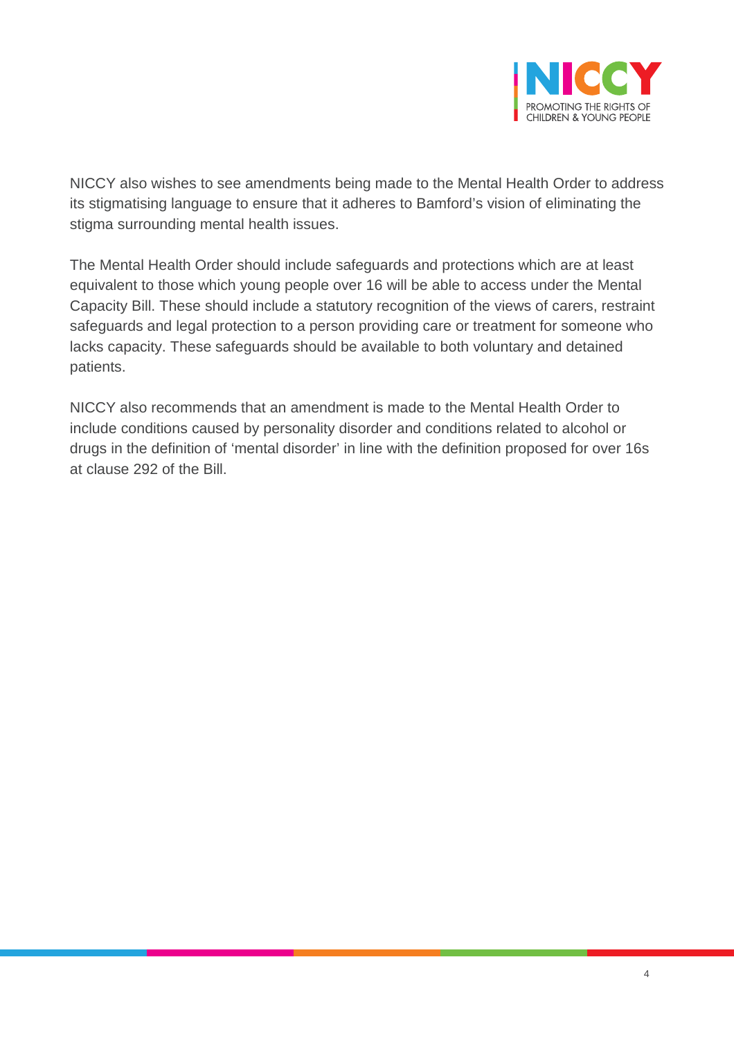NICCY also wishes to see amendments being made to the Mental Health Order to address its stigmatising language to ensure that it adheres to Bamford's vision of eliminating the stigma surrounding mental health issues.

The Mental Health Order should include safeguards and protections which are at least equivalent to those which young people over 16 will be able to access under the Mental Capacity Bill. These should include a statutory recognition of the views of carers, restraint safeguards and legal protection to a person providing care or treatment for someone who lacks capacity. These safeguards should be available to both voluntary and detained patients.

NICCY also recommends that an amendment is made to the Mental Health Order to include conditions caused by personality disorder and conditions related to alcohol or drugs in the definition of 'mental disorder' in line with the definition proposed for over 16s at clause 292 of the Bill.